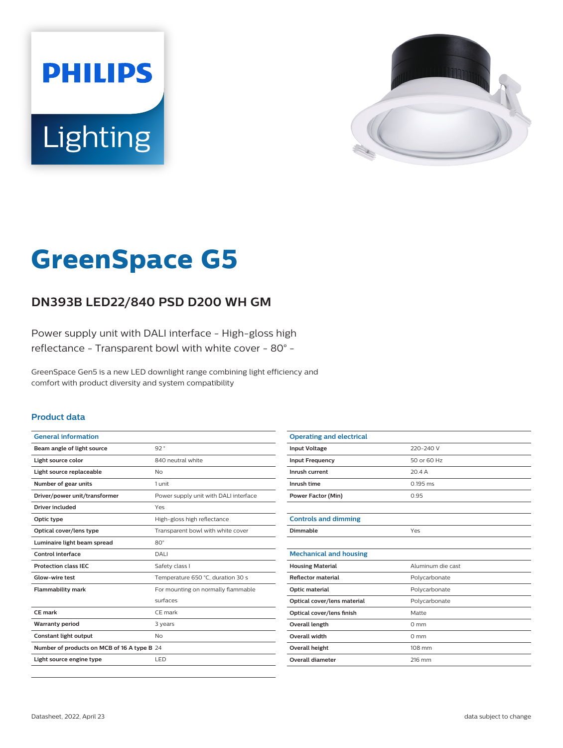PHILIPS

Lighting

# GreenSpace G5

## DN393B LED22/840 PSD D200 WH GM

Power supply unit with DALI interface - High-gloss high reflectance - Transparent bowl with white cover - 80° -

GreenSpace Gen5 is a new LED downlight range combining light efficiency and comfort with product diversity and system compatibility

### Product data

| General information | |
|---|---|
| Beam angle of light source | 92 ° |
| Light source color | 840 neutral white |
| Light source replaceable | No |
| Number of gear units | 1 unit |
| Driver/power unit/transformer | Power supply unit with DALI interface |
| Driver included | Yes |
| Optic type | High-gloss high reflectance |
| Optical cover/lens type | Transparent bowl with white cover |
| Luminaire light beam spread | 80° |
| Control interface | DALI |
| Protection class IEC | Safety class I |
| Glow-wire test | Temperature 650 °C, duration 30 s |
| Flammability mark | For mounting on normally flammable surfaces |
| CE mark | CE mark |
| Warranty period | 3 years |
| Constant light output | No |
| Number of products on MCB of 16 A type B | 24 |
| Light source engine type | LED |

| Operating and electrical | |
|---|---|
| Input Voltage | 220-240 V |
| Input Frequency | 50 or 60 Hz |
| Inrush current | 20.4 A |
| Inrush time | 0.195 ms |
| Power Factor (Min) | 0.95 |

| Controls and dimming | |
|---|---|
| Dimmable | Yes |

| Mechanical and housing | |
|---|---|
| Housing Material | Aluminum die cast |
| Reflector material | Polycarbonate |
| Optic material | Polycarbonate |
| Optical cover/lens material | Polycarbonate |
| Optical cover/lens finish | Matte |
| Overall length | 0 mm |
| Overall width | 0 mm |
| Overall height | 108 mm |
| Overall diameter | 216 mm |

Datasheet, 2022, April 23

data subject to change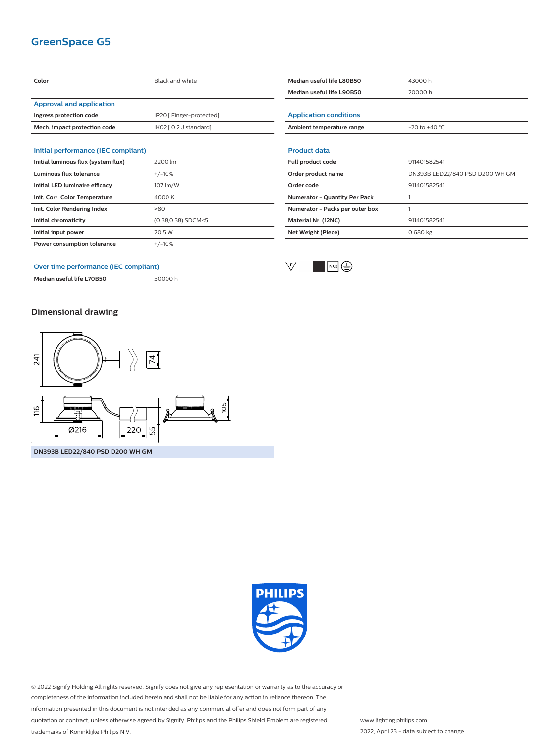## GreenSpace G5

| | |
|---|---|
| **Color** | Black and white |

### Approval and application

| | |
|---|---|
| **Ingress protection code** | IP20 [ Finger-protected] |
| **Mech. impact protection code** | IK02 [ 0.2 J standard] |

### Initial performance (IEC compliant)

| | |
|---|---|
| **Initial luminous flux (system flux)** | 2200 lm |
| **Luminous flux tolerance** | +/-10% |
| **Initial LED luminaire efficacy** | 107 lm/W |
| **Init. Corr. Color Temperature** | 4000 K |
| **Init. Color Rendering Index** | >80 |
| **Initial chromaticity** | (0.38,0.38) SDCM<5 |
| **Initial input power** | 20.5 W |
| **Power consumption tolerance** | +/-10% |

### Over time performance (IEC compliant)

| | |
|---|---|
| **Median useful life L70B50** | 50000 h |
| **Median useful life L80B50** | 43000 h |
| **Median useful life L90B50** | 20000 h |

### Application conditions

| | |
|---|---|
| **Ambient temperature range** | -20 to +40 °C |

### Product data

| | |
|---|---|
| **Full product code** | 911401582541 |
| **Order product name** | DN393B LED22/840 PSD D200 WH GM |
| **Order code** | 911401582541 |
| **Numerator - Quantity Per Pack** | 1 |
| **Numerator - Packs per outer box** | 1 |
| **Material Nr. (12NC)** | 911401582541 |
| **Net Weight (Piece)** | 0.680 kg |

## Dimensional drawing

241
74
116
Ø216
220
55
105

**DN393B LED22/840 PSD D200 WH GM**

© 2022 Signify Holding All rights reserved. Signify does not give any representation or warranty as to the accuracy or completeness of the information included herein and shall not be liable for any action in reliance thereon. The information presented in this document is not intended as any commercial offer and does not form part of any quotation or contract, unless otherwise agreed by Signify. Philips and the Philips Shield Emblem are registered trademarks of Koninklijke Philips N.V.

www.lighting.philips.com
2022, April 23 - data subject to change